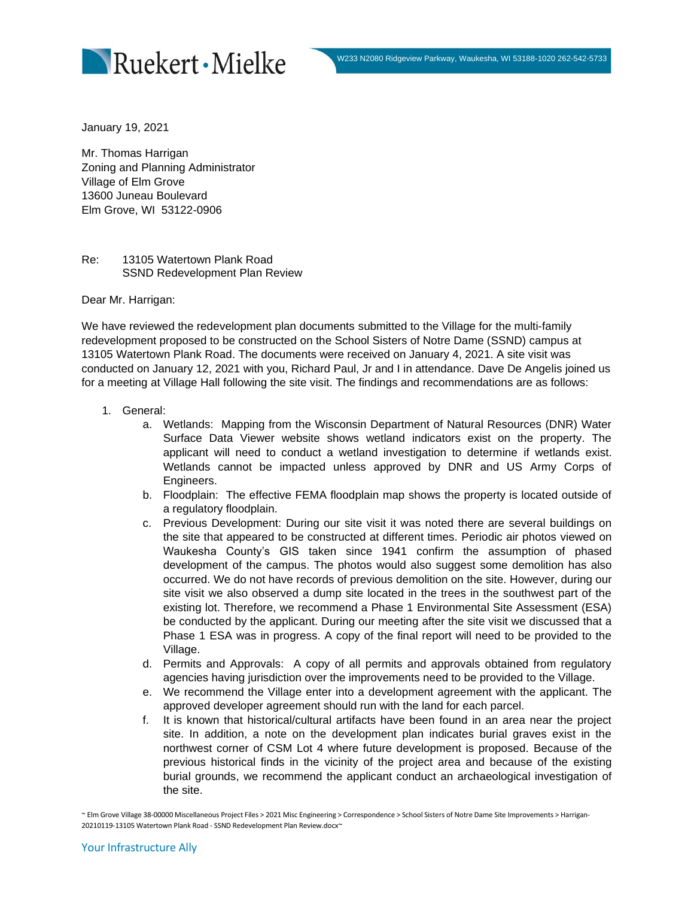Ruekert · Mielke

W233 N2080 Ridgeview Parkway, Waukesha, WI 53188-1020 262-542-5733

January 19, 2021

Mr. Thomas Harrigan
Zoning and Planning Administrator
Village of Elm Grove
13600 Juneau Boulevard
Elm Grove, WI 53122-0906

Re: 13105 Watertown Plank Road
SSND Redevelopment Plan Review

Dear Mr. Harrigan:

We have reviewed the redevelopment plan documents submitted to the Village for the multi-family redevelopment proposed to be constructed on the School Sisters of Notre Dame (SSND) campus at 13105 Watertown Plank Road. The documents were received on January 4, 2021. A site visit was conducted on January 12, 2021 with you, Richard Paul, Jr and I in attendance. Dave De Angelis joined us for a meeting at Village Hall following the site visit. The findings and recommendations are as follows:

1. General:
   a. Wetlands: Mapping from the Wisconsin Department of Natural Resources (DNR) Water Surface Data Viewer website shows wetland indicators exist on the property. The applicant will need to conduct a wetland investigation to determine if wetlands exist. Wetlands cannot be impacted unless approved by DNR and US Army Corps of Engineers.
   b. Floodplain: The effective FEMA floodplain map shows the property is located outside of a regulatory floodplain.
   c. Previous Development: During our site visit it was noted there are several buildings on the site that appeared to be constructed at different times. Periodic air photos viewed on Waukesha County's GIS taken since 1941 confirm the assumption of phased development of the campus. The photos would also suggest some demolition has also occurred. We do not have records of previous demolition on the site. However, during our site visit we also observed a dump site located in the trees in the southwest part of the existing lot. Therefore, we recommend a Phase 1 Environmental Site Assessment (ESA) be conducted by the applicant. During our meeting after the site visit we discussed that a Phase 1 ESA was in progress. A copy of the final report will need to be provided to the Village.
   d. Permits and Approvals: A copy of all permits and approvals obtained from regulatory agencies having jurisdiction over the improvements need to be provided to the Village.
   e. We recommend the Village enter into a development agreement with the applicant. The approved developer agreement should run with the land for each parcel.
   f. It is known that historical/cultural artifacts have been found in an area near the project site. In addition, a note on the development plan indicates burial graves exist in the northwest corner of CSM Lot 4 where future development is proposed. Because of the previous historical finds in the vicinity of the project area and because of the existing burial grounds, we recommend the applicant conduct an archaeological investigation of the site.

~ Elm Grove Village 38-00000 Miscellaneous Project Files > 2021 Misc Engineering > Correspondence > School Sisters of Notre Dame Site Improvements > Harrigan-20210119-13105 Watertown Plank Road - SSND Redevelopment Plan Review.docx~

Your Infrastructure Ally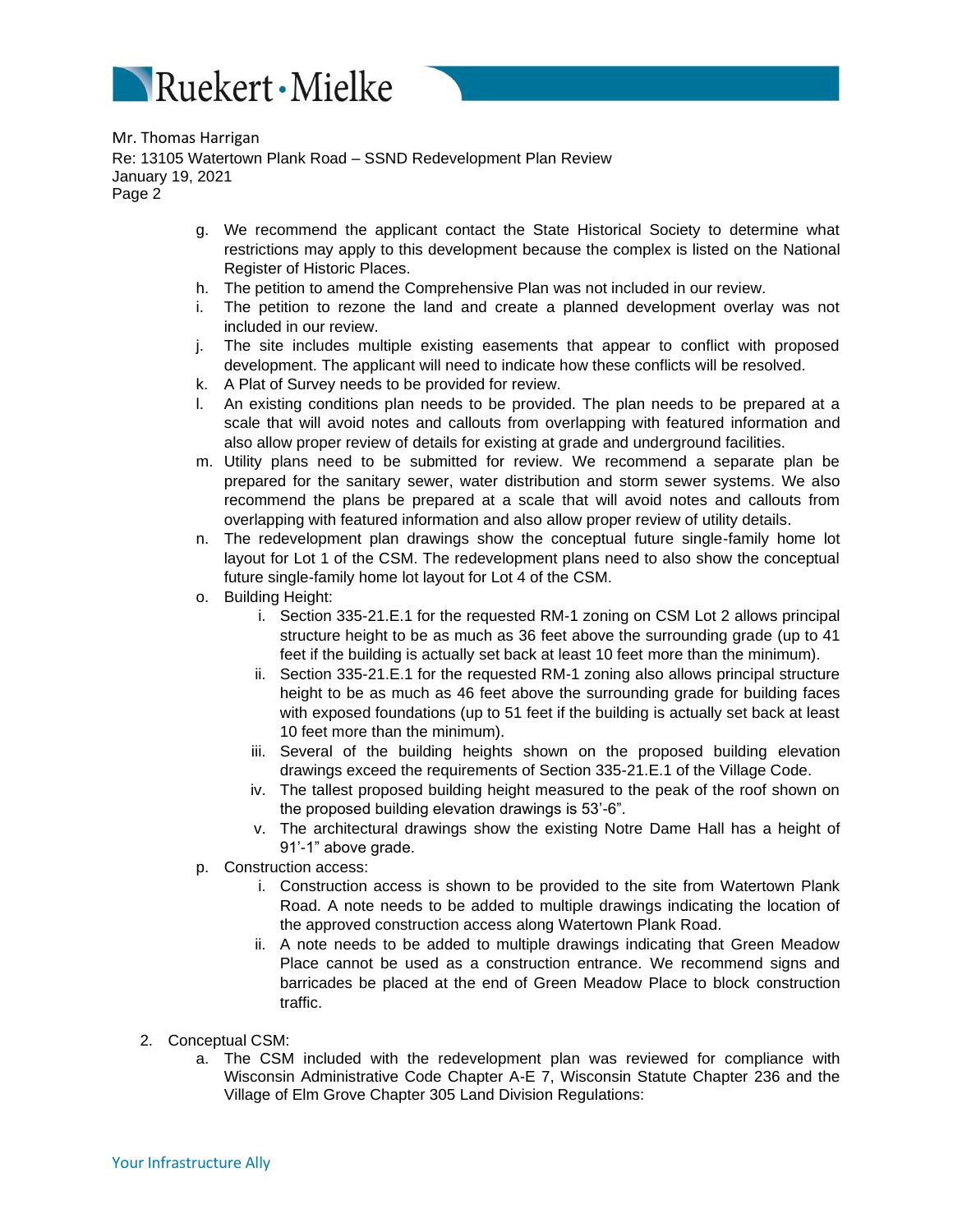g. We recommend the applicant contact the State Historical Society to determine what restrictions may apply to this development because the complex is listed on the National Register of Historic Places.

h. The petition to amend the Comprehensive Plan was not included in our review.

i. The petition to rezone the land and create a planned development overlay was not included in our review.

j. The site includes multiple existing easements that appear to conflict with proposed development. The applicant will need to indicate how these conflicts will be resolved.

k. A Plat of Survey needs to be provided for review.

l. An existing conditions plan needs to be provided. The plan needs to be prepared at a scale that will avoid notes and callouts from overlapping with featured information and also allow proper review of details for existing at grade and underground facilities.

m. Utility plans need to be submitted for review. We recommend a separate plan be prepared for the sanitary sewer, water distribution and storm sewer systems. We also recommend the plans be prepared at a scale that will avoid notes and callouts from overlapping with featured information and also allow proper review of utility details.

n. The redevelopment plan drawings show the conceptual future single-family home lot layout for Lot 1 of the CSM. The redevelopment plans need to also show the conceptual future single-family home lot layout for Lot 4 of the CSM.

o. Building Height:

   i. Section 335-21.E.1 for the requested RM-1 zoning on CSM Lot 2 allows principal structure height to be as much as 36 feet above the surrounding grade (up to 41 feet if the building is actually set back at least 10 feet more than the minimum).

   ii. Section 335-21.E.1 for the requested RM-1 zoning also allows principal structure height to be as much as 46 feet above the surrounding grade for building faces with exposed foundations (up to 51 feet if the building is actually set back at least 10 feet more than the minimum).

   iii. Several of the building heights shown on the proposed building elevation drawings exceed the requirements of Section 335-21.E.1 of the Village Code.

   iv. The tallest proposed building height measured to the peak of the roof shown on the proposed building elevation drawings is 53'-6".

   v. The architectural drawings show the existing Notre Dame Hall has a height of 91'-1" above grade.

p. Construction access:

   i. Construction access is shown to be provided to the site from Watertown Plank Road. A note needs to be added to multiple drawings indicating the location of the approved construction access along Watertown Plank Road.

   ii. A note needs to be added to multiple drawings indicating that Green Meadow Place cannot be used as a construction entrance. We recommend signs and barricades be placed at the end of Green Meadow Place to block construction traffic.

2. Conceptual CSM:

   a. The CSM included with the redevelopment plan was reviewed for compliance with Wisconsin Administrative Code Chapter A-E 7, Wisconsin Statute Chapter 236 and the Village of Elm Grove Chapter 305 Land Division Regulations: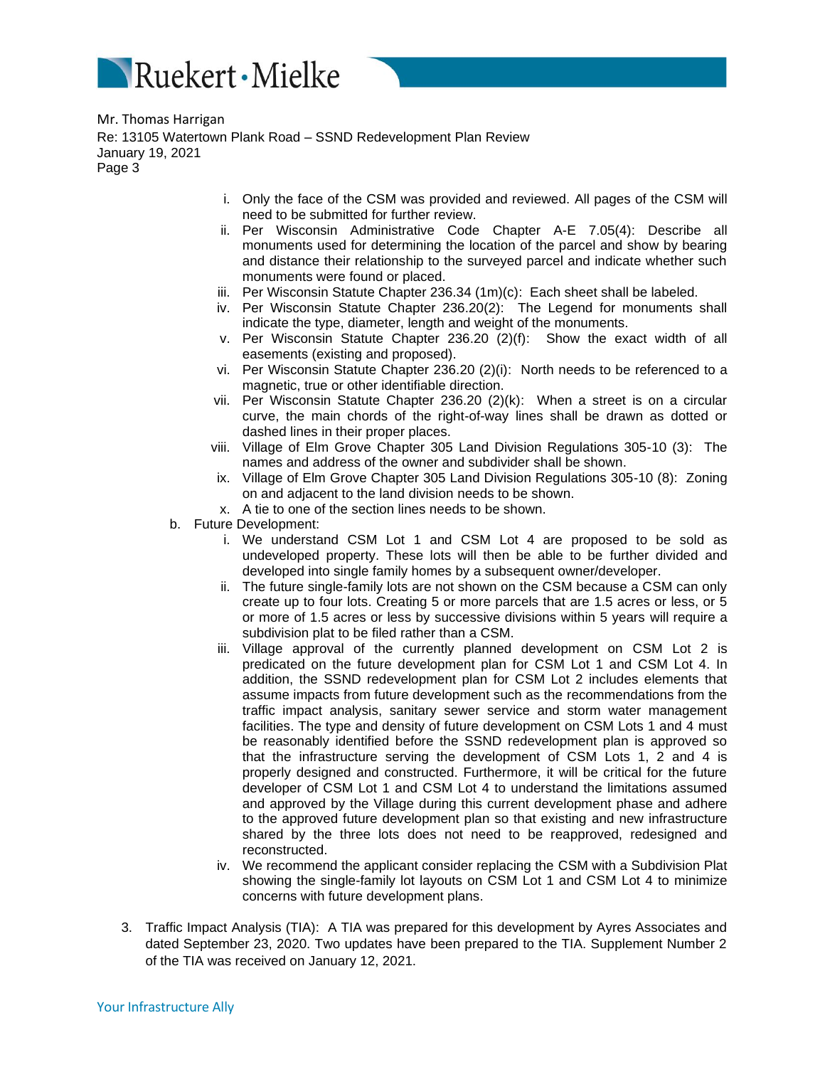Mr. Thomas Harrigan
Re: 13105 Watertown Plank Road – SSND Redevelopment Plan Review
January 19, 2021

   i. Only the face of the CSM was provided and reviewed. All pages of the CSM will need to be submitted for further review.
   ii. Per Wisconsin Administrative Code Chapter A-E 7.05(4): Describe all monuments used for determining the location of the parcel and show by bearing and distance their relationship to the surveyed parcel and indicate whether such monuments were found or placed.
   iii. Per Wisconsin Statute Chapter 236.34 (1m)(c): Each sheet shall be labeled.
   iv. Per Wisconsin Statute Chapter 236.20(2): The Legend for monuments shall indicate the type, diameter, length and weight of the monuments.
   v. Per Wisconsin Statute Chapter 236.20 (2)(f): Show the exact width of all easements (existing and proposed).
   vi. Per Wisconsin Statute Chapter 236.20 (2)(i): North needs to be referenced to a magnetic, true or other identifiable direction.
   vii. Per Wisconsin Statute Chapter 236.20 (2)(k): When a street is on a circular curve, the main chords of the right-of-way lines shall be drawn as dotted or dashed lines in their proper places.
   viii. Village of Elm Grove Chapter 305 Land Division Regulations 305-10 (3): The names and address of the owner and subdivider shall be shown.
   ix. Village of Elm Grove Chapter 305 Land Division Regulations 305-10 (8): Zoning on and adjacent to the land division needs to be shown.
   x. A tie to one of the section lines needs to be shown.

b. Future Development:
   i. We understand CSM Lot 1 and CSM Lot 4 are proposed to be sold as undeveloped property. These lots will then be able to be further divided and developed into single family homes by a subsequent owner/developer.
   ii. The future single-family lots are not shown on the CSM because a CSM can only create up to four lots. Creating 5 or more parcels that are 1.5 acres or less, or 5 or more of 1.5 acres or less by successive divisions within 5 years will require a subdivision plat to be filed rather than a CSM.
   iii. Village approval of the currently planned development on CSM Lot 2 is predicated on the future development plan for CSM Lot 1 and CSM Lot 4. In addition, the SSND redevelopment plan for CSM Lot 2 includes elements that assume impacts from future development such as the recommendations from the traffic impact analysis, sanitary sewer service and storm water management facilities. The type and density of future development on CSM Lots 1 and 4 must be reasonably identified before the SSND redevelopment plan is approved so that the infrastructure serving the development of CSM Lots 1, 2 and 4 is properly designed and constructed. Furthermore, it will be critical for the future developer of CSM Lot 1 and CSM Lot 4 to understand the limitations assumed and approved by the Village during this current development phase and adhere to the approved future development plan so that existing and new infrastructure shared by the three lots does not need to be reapproved, redesigned and reconstructed.
   iv. We recommend the applicant consider replacing the CSM with a Subdivision Plat showing the single-family lot layouts on CSM Lot 1 and CSM Lot 4 to minimize concerns with future development plans.

3. Traffic Impact Analysis (TIA): A TIA was prepared for this development by Ayres Associates and dated September 23, 2020. Two updates have been prepared to the TIA. Supplement Number 2 of the TIA was received on January 12, 2021.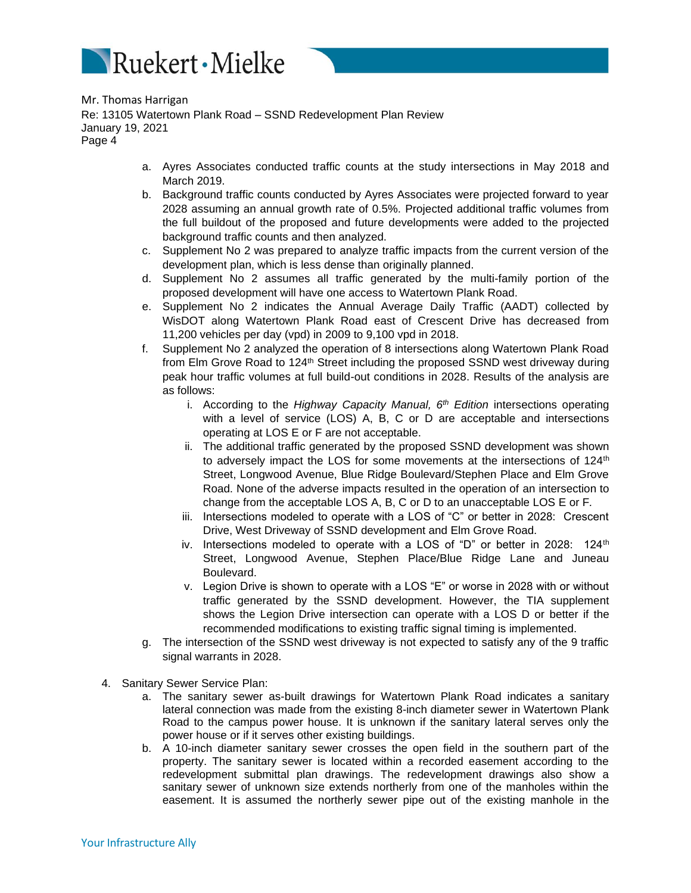Mr. Thomas Harrigan
Re: 13105 Watertown Plank Road – SSND Redevelopment Plan Review
January 19, 2021

a. Ayres Associates conducted traffic counts at the study intersections in May 2018 and March 2019.
b. Background traffic counts conducted by Ayres Associates were projected forward to year 2028 assuming an annual growth rate of 0.5%. Projected additional traffic volumes from the full buildout of the proposed and future developments were added to the projected background traffic counts and then analyzed.
c. Supplement No 2 was prepared to analyze traffic impacts from the current version of the development plan, which is less dense than originally planned.
d. Supplement No 2 assumes all traffic generated by the multi-family portion of the proposed development will have one access to Watertown Plank Road.
e. Supplement No 2 indicates the Annual Average Daily Traffic (AADT) collected by WisDOT along Watertown Plank Road east of Crescent Drive has decreased from 11,200 vehicles per day (vpd) in 2009 to 9,100 vpd in 2018.
f. Supplement No 2 analyzed the operation of 8 intersections along Watertown Plank Road from Elm Grove Road to 124th Street including the proposed SSND west driveway during peak hour traffic volumes at full build-out conditions in 2028. Results of the analysis are as follows:
   i. According to the *Highway Capacity Manual, 6th Edition* intersections operating with a level of service (LOS) A, B, C or D are acceptable and intersections operating at LOS E or F are not acceptable.
   ii. The additional traffic generated by the proposed SSND development was shown to adversely impact the LOS for some movements at the intersections of 124th Street, Longwood Avenue, Blue Ridge Boulevard/Stephen Place and Elm Grove Road. None of the adverse impacts resulted in the operation of an intersection to change from the acceptable LOS A, B, C or D to an unacceptable LOS E or F.
   iii. Intersections modeled to operate with a LOS of "C" or better in 2028: Crescent Drive, West Driveway of SSND development and Elm Grove Road.
   iv. Intersections modeled to operate with a LOS of "D" or better in 2028: 124th Street, Longwood Avenue, Stephen Place/Blue Ridge Lane and Juneau Boulevard.
   v. Legion Drive is shown to operate with a LOS "E" or worse in 2028 with or without traffic generated by the SSND development. However, the TIA supplement shows the Legion Drive intersection can operate with a LOS D or better if the recommended modifications to existing traffic signal timing is implemented.
g. The intersection of the SSND west driveway is not expected to satisfy any of the 9 traffic signal warrants in 2028.

4. Sanitary Sewer Service Plan:
   a. The sanitary sewer as-built drawings for Watertown Plank Road indicates a sanitary lateral connection was made from the existing 8-inch diameter sewer in Watertown Plank Road to the campus power house. It is unknown if the sanitary lateral serves only the power house or if it serves other existing buildings.
   b. A 10-inch diameter sanitary sewer crosses the open field in the southern part of the property. The sanitary sewer is located within a recorded easement according to the redevelopment submittal plan drawings. The redevelopment drawings also show a sanitary sewer of unknown size extends northerly from one of the manholes within the easement. It is assumed the northerly sewer pipe out of the existing manhole in the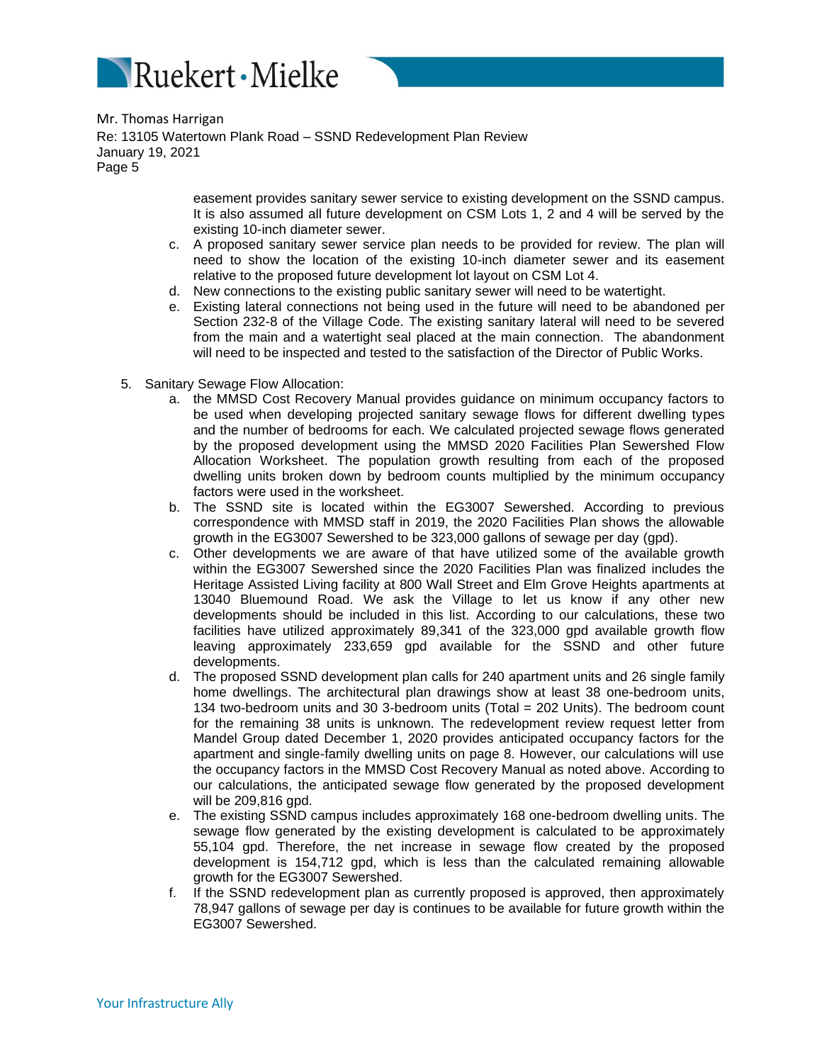easement provides sanitary sewer service to existing development on the SSND campus. It is also assumed all future development on CSM Lots 1, 2 and 4 will be served by the existing 10-inch diameter sewer.

c. A proposed sanitary sewer service plan needs to be provided for review. The plan will need to show the location of the existing 10-inch diameter sewer and its easement relative to the proposed future development lot layout on CSM Lot 4.

d. New connections to the existing public sanitary sewer will need to be watertight.

e. Existing lateral connections not being used in the future will need to be abandoned per Section 232-8 of the Village Code. The existing sanitary lateral will need to be severed from the main and a watertight seal placed at the main connection. The abandonment will need to be inspected and tested to the satisfaction of the Director of Public Works.

5. Sanitary Sewage Flow Allocation:

   a. the MMSD Cost Recovery Manual provides guidance on minimum occupancy factors to be used when developing projected sanitary sewage flows for different dwelling types and the number of bedrooms for each. We calculated projected sewage flows generated by the proposed development using the MMSD 2020 Facilities Plan Sewershed Flow Allocation Worksheet. The population growth resulting from each of the proposed dwelling units broken down by bedroom counts multiplied by the minimum occupancy factors were used in the worksheet.

   b. The SSND site is located within the EG3007 Sewershed. According to previous correspondence with MMSD staff in 2019, the 2020 Facilities Plan shows the allowable growth in the EG3007 Sewershed to be 323,000 gallons of sewage per day (gpd).

   c. Other developments we are aware of that have utilized some of the available growth within the EG3007 Sewershed since the 2020 Facilities Plan was finalized includes the Heritage Assisted Living facility at 800 Wall Street and Elm Grove Heights apartments at 13040 Bluemound Road. We ask the Village to let us know if any other new developments should be included in this list. According to our calculations, these two facilities have utilized approximately 89,341 of the 323,000 gpd available growth flow leaving approximately 233,659 gpd available for the SSND and other future developments.

   d. The proposed SSND development plan calls for 240 apartment units and 26 single family home dwellings. The architectural plan drawings show at least 38 one-bedroom units, 134 two-bedroom units and 30 3-bedroom units (Total = 202 Units). The bedroom count for the remaining 38 units is unknown. The redevelopment review request letter from Mandel Group dated December 1, 2020 provides anticipated occupancy factors for the apartment and single-family dwelling units on page 8. However, our calculations will use the occupancy factors in the MMSD Cost Recovery Manual as noted above. According to our calculations, the anticipated sewage flow generated by the proposed development will be 209,816 gpd.

   e. The existing SSND campus includes approximately 168 one-bedroom dwelling units. The sewage flow generated by the existing development is calculated to be approximately 55,104 gpd. Therefore, the net increase in sewage flow created by the proposed development is 154,712 gpd, which is less than the calculated remaining allowable growth for the EG3007 Sewershed.

   f. If the SSND redevelopment plan as currently proposed is approved, then approximately 78,947 gallons of sewage per day is continues to be available for future growth within the EG3007 Sewershed.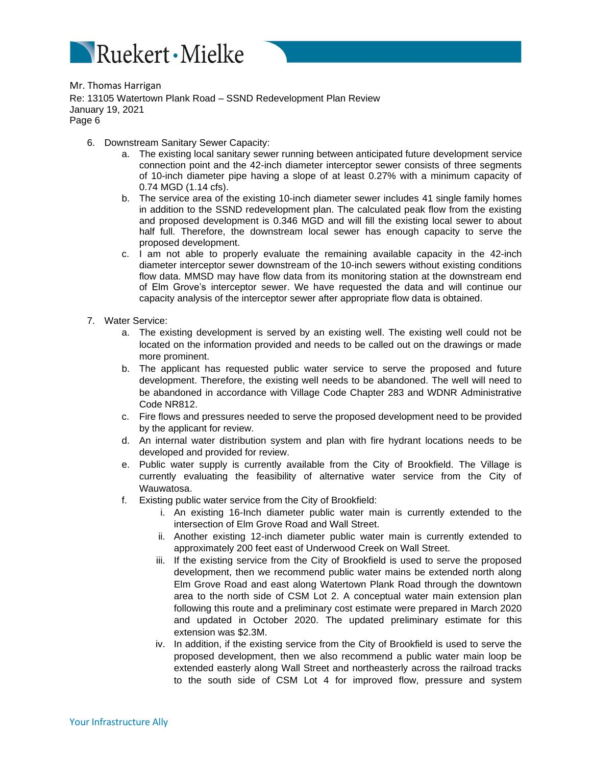Mr. Thomas Harrigan
Re: 13105 Watertown Plank Road – SSND Redevelopment Plan Review
January 19, 2021

6. Downstream Sanitary Sewer Capacity:
   a. The existing local sanitary sewer running between anticipated future development service connection point and the 42-inch diameter interceptor sewer consists of three segments of 10-inch diameter pipe having a slope of at least 0.27% with a minimum capacity of 0.74 MGD (1.14 cfs).
   b. The service area of the existing 10-inch diameter sewer includes 41 single family homes in addition to the SSND redevelopment plan. The calculated peak flow from the existing and proposed development is 0.346 MGD and will fill the existing local sewer to about half full. Therefore, the downstream local sewer has enough capacity to serve the proposed development.
   c. I am not able to properly evaluate the remaining available capacity in the 42-inch diameter interceptor sewer downstream of the 10-inch sewers without existing conditions flow data. MMSD may have flow data from its monitoring station at the downstream end of Elm Grove's interceptor sewer. We have requested the data and will continue our capacity analysis of the interceptor sewer after appropriate flow data is obtained.

7. Water Service:
   a. The existing development is served by an existing well. The existing well could not be located on the information provided and needs to be called out on the drawings or made more prominent.
   b. The applicant has requested public water service to serve the proposed and future development. Therefore, the existing well needs to be abandoned. The well will need to be abandoned in accordance with Village Code Chapter 283 and WDNR Administrative Code NR812.
   c. Fire flows and pressures needed to serve the proposed development need to be provided by the applicant for review.
   d. An internal water distribution system and plan with fire hydrant locations needs to be developed and provided for review.
   e. Public water supply is currently available from the City of Brookfield. The Village is currently evaluating the feasibility of alternative water service from the City of Wauwatosa.
   f. Existing public water service from the City of Brookfield:
      i. An existing 16-Inch diameter public water main is currently extended to the intersection of Elm Grove Road and Wall Street.
      ii. Another existing 12-inch diameter public water main is currently extended to approximately 200 feet east of Underwood Creek on Wall Street.
      iii. If the existing service from the City of Brookfield is used to serve the proposed development, then we recommend public water mains be extended north along Elm Grove Road and east along Watertown Plank Road through the downtown area to the north side of CSM Lot 2. A conceptual water main extension plan following this route and a preliminary cost estimate were prepared in March 2020 and updated in October 2020. The updated preliminary estimate for this extension was $2.3M.
      iv. In addition, if the existing service from the City of Brookfield is used to serve the proposed development, then we also recommend a public water main loop be extended easterly along Wall Street and northeasterly across the railroad tracks to the south side of CSM Lot 4 for improved flow, pressure and system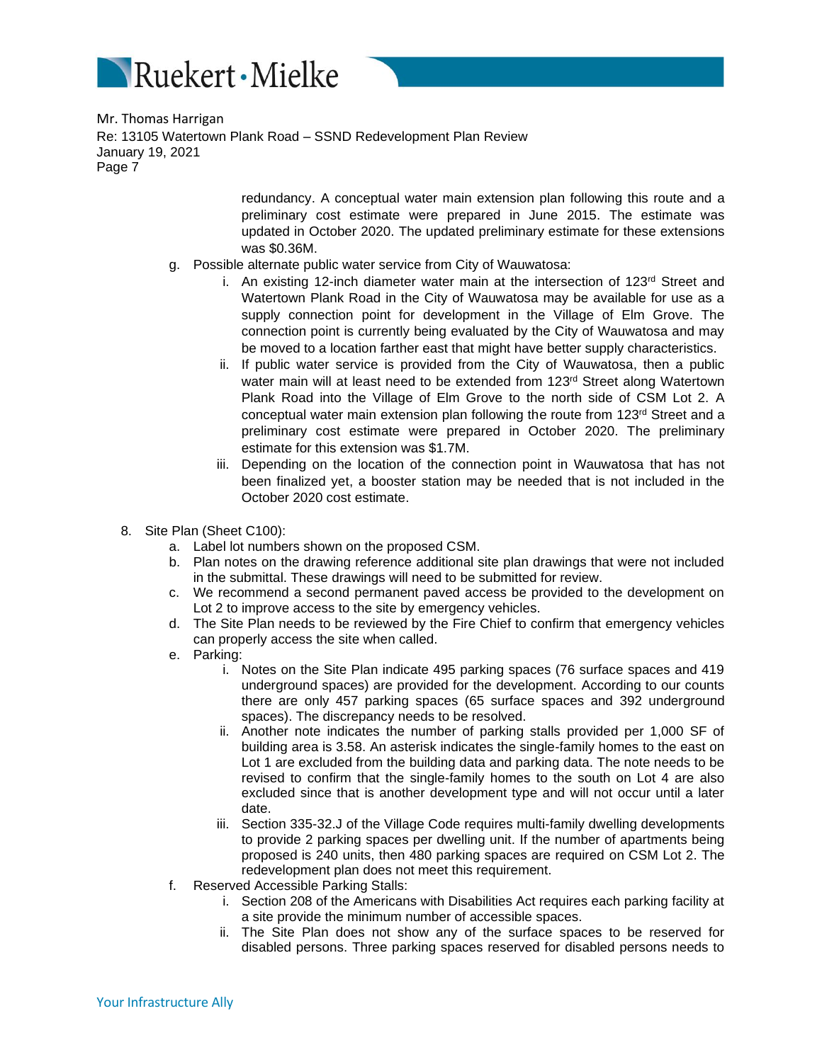redundancy. A conceptual water main extension plan following this route and a preliminary cost estimate were prepared in June 2015. The estimate was updated in October 2020. The updated preliminary estimate for these extensions was $0.36M.

g. Possible alternate public water service from City of Wauwatosa:
   i. An existing 12-inch diameter water main at the intersection of 123rd Street and Watertown Plank Road in the City of Wauwatosa may be available for use as a supply connection point for development in the Village of Elm Grove. The connection point is currently being evaluated by the City of Wauwatosa and may be moved to a location farther east that might have better supply characteristics.
   ii. If public water service is provided from the City of Wauwatosa, then a public water main will at least need to be extended from 123rd Street along Watertown Plank Road into the Village of Elm Grove to the north side of CSM Lot 2. A conceptual water main extension plan following the route from 123rd Street and a preliminary cost estimate were prepared in October 2020. The preliminary estimate for this extension was $1.7M.
   iii. Depending on the location of the connection point in Wauwatosa that has not been finalized yet, a booster station may be needed that is not included in the October 2020 cost estimate.

8. Site Plan (Sheet C100):
   a. Label lot numbers shown on the proposed CSM.
   b. Plan notes on the drawing reference additional site plan drawings that were not included in the submittal. These drawings will need to be submitted for review.
   c. We recommend a second permanent paved access be provided to the development on Lot 2 to improve access to the site by emergency vehicles.
   d. The Site Plan needs to be reviewed by the Fire Chief to confirm that emergency vehicles can properly access the site when called.
   e. Parking:
      i. Notes on the Site Plan indicate 495 parking spaces (76 surface spaces and 419 underground spaces) are provided for the development. According to our counts there are only 457 parking spaces (65 surface spaces and 392 underground spaces). The discrepancy needs to be resolved.
      ii. Another note indicates the number of parking stalls provided per 1,000 SF of building area is 3.58. An asterisk indicates the single-family homes to the east on Lot 1 are excluded from the building data and parking data. The note needs to be revised to confirm that the single-family homes to the south on Lot 4 are also excluded since that is another development type and will not occur until a later date.
      iii. Section 335-32.J of the Village Code requires multi-family dwelling developments to provide 2 parking spaces per dwelling unit. If the number of apartments being proposed is 240 units, then 480 parking spaces are required on CSM Lot 2. The redevelopment plan does not meet this requirement.
   f. Reserved Accessible Parking Stalls:
      i. Section 208 of the Americans with Disabilities Act requires each parking facility at a site provide the minimum number of accessible spaces.
      ii. The Site Plan does not show any of the surface spaces to be reserved for disabled persons. Three parking spaces reserved for disabled persons needs to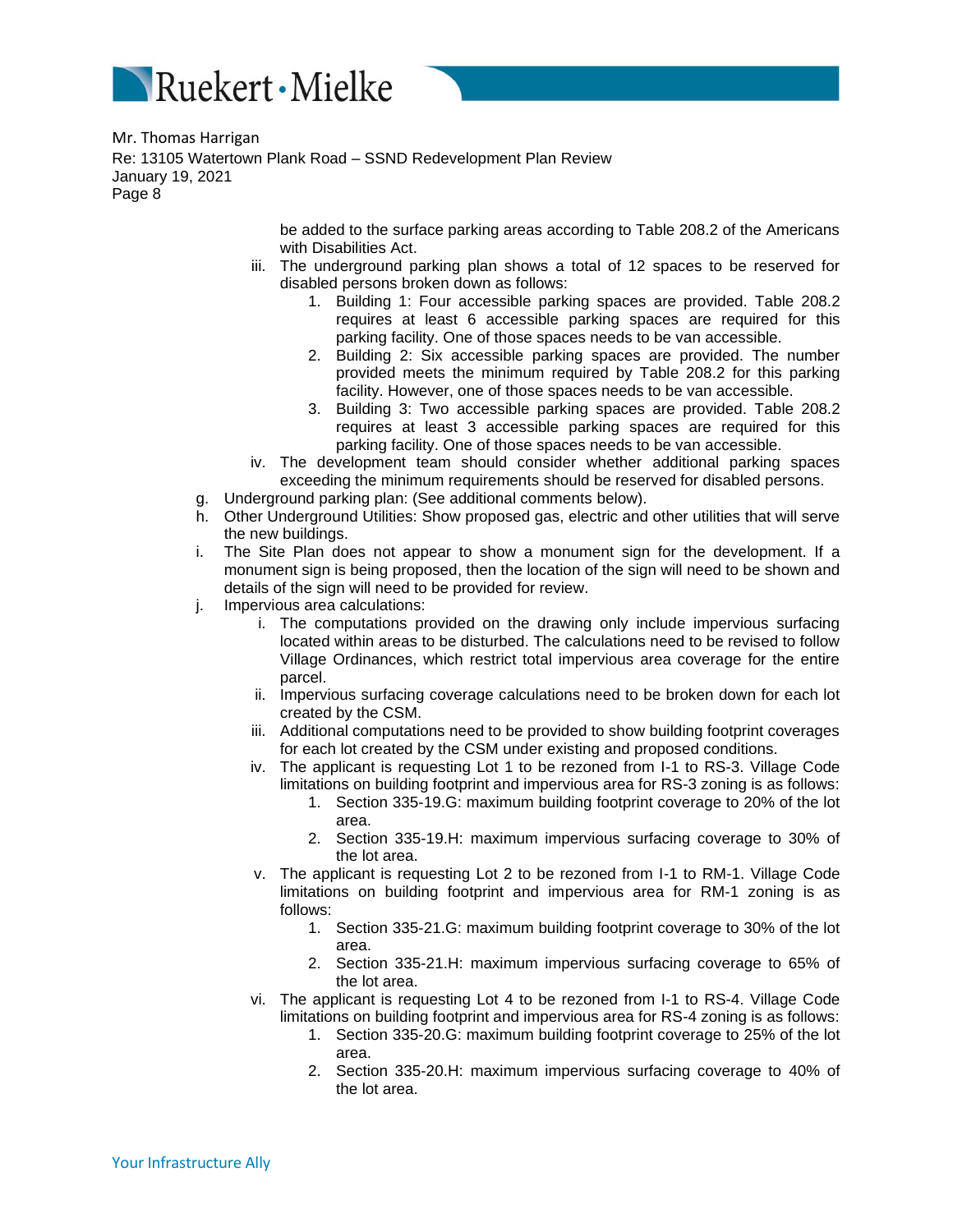be added to the surface parking areas according to Table 208.2 of the Americans with Disabilities Act.

iii. The underground parking plan shows a total of 12 spaces to be reserved for disabled persons broken down as follows:
   1. Building 1: Four accessible parking spaces are provided. Table 208.2 requires at least 6 accessible parking spaces are required for this parking facility. One of those spaces needs to be van accessible.
   2. Building 2: Six accessible parking spaces are provided. The number provided meets the minimum required by Table 208.2 for this parking facility. However, one of those spaces needs to be van accessible.
   3. Building 3: Two accessible parking spaces are provided. Table 208.2 requires at least 3 accessible parking spaces are required for this parking facility. One of those spaces needs to be van accessible.

iv. The development team should consider whether additional parking spaces exceeding the minimum requirements should be reserved for disabled persons.

g. Underground parking plan: (See additional comments below).

h. Other Underground Utilities: Show proposed gas, electric and other utilities that will serve the new buildings.

i. The Site Plan does not appear to show a monument sign for the development. If a monument sign is being proposed, then the location of the sign will need to be shown and details of the sign will need to be provided for review.

j. Impervious area calculations:

   i. The computations provided on the drawing only include impervious surfacing located within areas to be disturbed. The calculations need to be revised to follow Village Ordinances, which restrict total impervious area coverage for the entire parcel.

   ii. Impervious surfacing coverage calculations need to be broken down for each lot created by the CSM.

   iii. Additional computations need to be provided to show building footprint coverages for each lot created by the CSM under existing and proposed conditions.

   iv. The applicant is requesting Lot 1 to be rezoned from I-1 to RS-3. Village Code limitations on building footprint and impervious area for RS-3 zoning is as follows:
      1. Section 335-19.G: maximum building footprint coverage to 20% of the lot area.
      2. Section 335-19.H: maximum impervious surfacing coverage to 30% of the lot area.

   v. The applicant is requesting Lot 2 to be rezoned from I-1 to RM-1. Village Code limitations on building footprint and impervious area for RM-1 zoning is as follows:
      1. Section 335-21.G: maximum building footprint coverage to 30% of the lot area.
      2. Section 335-21.H: maximum impervious surfacing coverage to 65% of the lot area.

   vi. The applicant is requesting Lot 4 to be rezoned from I-1 to RS-4. Village Code limitations on building footprint and impervious area for RS-4 zoning is as follows:
      1. Section 335-20.G: maximum building footprint coverage to 25% of the lot area.
      2. Section 335-20.H: maximum impervious surfacing coverage to 40% of the lot area.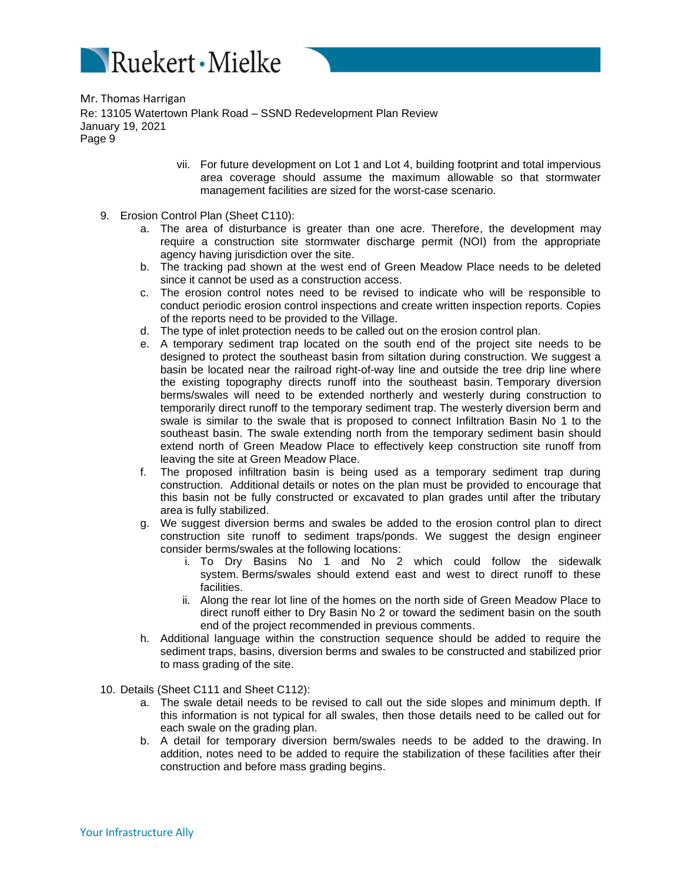vii. For future development on Lot 1 and Lot 4, building footprint and total impervious area coverage should assume the maximum allowable so that stormwater management facilities are sized for the worst-case scenario.

9. Erosion Control Plan (Sheet C110):
   a. The area of disturbance is greater than one acre. Therefore, the development may require a construction site stormwater discharge permit (NOI) from the appropriate agency having jurisdiction over the site.
   b. The tracking pad shown at the west end of Green Meadow Place needs to be deleted since it cannot be used as a construction access.
   c. The erosion control notes need to be revised to indicate who will be responsible to conduct periodic erosion control inspections and create written inspection reports. Copies of the reports need to be provided to the Village.
   d. The type of inlet protection needs to be called out on the erosion control plan.
   e. A temporary sediment trap located on the south end of the project site needs to be designed to protect the southeast basin from siltation during construction. We suggest a basin be located near the railroad right-of-way line and outside the tree drip line where the existing topography directs runoff into the southeast basin. Temporary diversion berms/swales will need to be extended northerly and westerly during construction to temporarily direct runoff to the temporary sediment trap. The westerly diversion berm and swale is similar to the swale that is proposed to connect Infiltration Basin No 1 to the southeast basin. The swale extending north from the temporary sediment basin should extend north of Green Meadow Place to effectively keep construction site runoff from leaving the site at Green Meadow Place.
   f. The proposed infiltration basin is being used as a temporary sediment trap during construction. Additional details or notes on the plan must be provided to encourage that this basin not be fully constructed or excavated to plan grades until after the tributary area is fully stabilized.
   g. We suggest diversion berms and swales be added to the erosion control plan to direct construction site runoff to sediment traps/ponds. We suggest the design engineer consider berms/swales at the following locations:
      i. To Dry Basins No 1 and No 2 which could follow the sidewalk system. Berms/swales should extend east and west to direct runoff to these facilities.
      ii. Along the rear lot line of the homes on the north side of Green Meadow Place to direct runoff either to Dry Basin No 2 or toward the sediment basin on the south end of the project recommended in previous comments.
   h. Additional language within the construction sequence should be added to require the sediment traps, basins, diversion berms and swales to be constructed and stabilized prior to mass grading of the site.

10. Details (Sheet C111 and Sheet C112):
    a. The swale detail needs to be revised to call out the side slopes and minimum depth. If this information is not typical for all swales, then those details need to be called out for each swale on the grading plan.
    b. A detail for temporary diversion berm/swales needs to be added to the drawing. In addition, notes need to be added to require the stabilization of these facilities after their construction and before mass grading begins.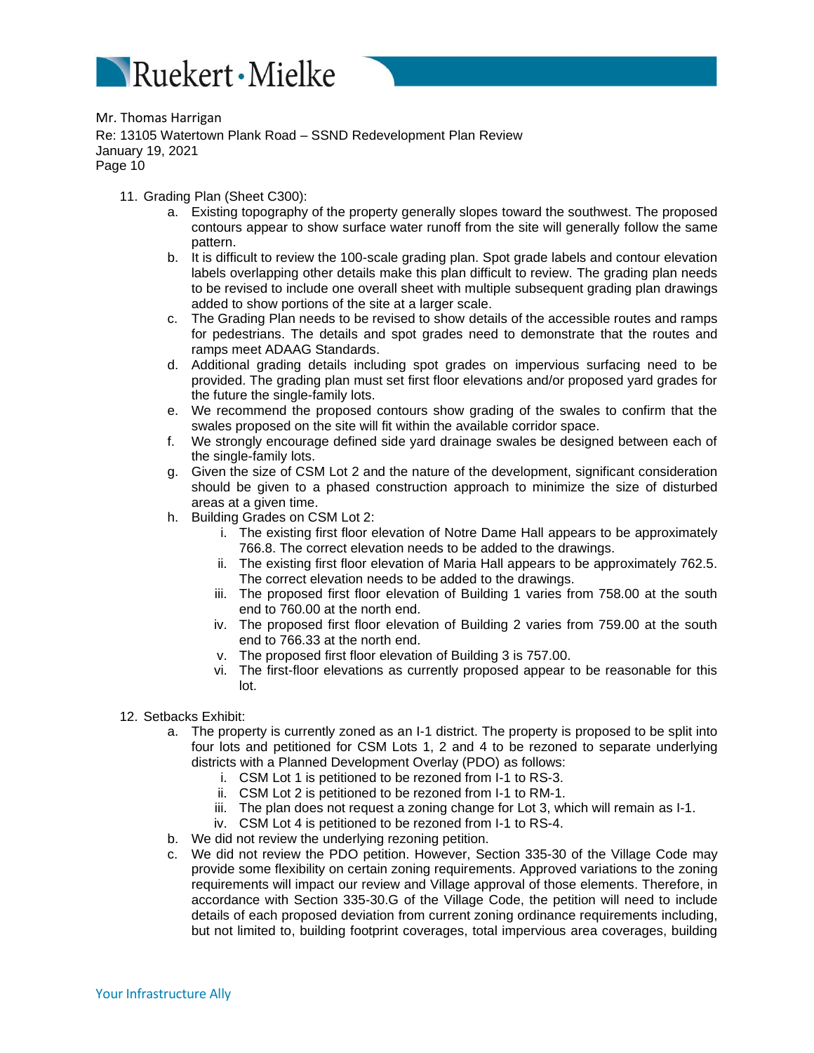Mr. Thomas Harrigan
Re: 13105 Watertown Plank Road – SSND Redevelopment Plan Review
January 19, 2021
Page 10

11. Grading Plan (Sheet C300):
    a. Existing topography of the property generally slopes toward the southwest. The proposed contours appear to show surface water runoff from the site will generally follow the same pattern.
    b. It is difficult to review the 100-scale grading plan. Spot grade labels and contour elevation labels overlapping other details make this plan difficult to review. The grading plan needs to be revised to include one overall sheet with multiple subsequent grading plan drawings added to show portions of the site at a larger scale.
    c. The Grading Plan needs to be revised to show details of the accessible routes and ramps for pedestrians. The details and spot grades need to demonstrate that the routes and ramps meet ADAAG Standards.
    d. Additional grading details including spot grades on impervious surfacing need to be provided. The grading plan must set first floor elevations and/or proposed yard grades for the future the single-family lots.
    e. We recommend the proposed contours show grading of the swales to confirm that the swales proposed on the site will fit within the available corridor space.
    f. We strongly encourage defined side yard drainage swales be designed between each of the single-family lots.
    g. Given the size of CSM Lot 2 and the nature of the development, significant consideration should be given to a phased construction approach to minimize the size of disturbed areas at a given time.
    h. Building Grades on CSM Lot 2:
        i. The existing first floor elevation of Notre Dame Hall appears to be approximately 766.8. The correct elevation needs to be added to the drawings.
        ii. The existing first floor elevation of Maria Hall appears to be approximately 762.5. The correct elevation needs to be added to the drawings.
        iii. The proposed first floor elevation of Building 1 varies from 758.00 at the south end to 760.00 at the north end.
        iv. The proposed first floor elevation of Building 2 varies from 759.00 at the south end to 766.33 at the north end.
        v. The proposed first floor elevation of Building 3 is 757.00.
        vi. The first-floor elevations as currently proposed appear to be reasonable for this lot.

12. Setbacks Exhibit:
    a. The property is currently zoned as an I-1 district. The property is proposed to be split into four lots and petitioned for CSM Lots 1, 2 and 4 to be rezoned to separate underlying districts with a Planned Development Overlay (PDO) as follows:
        i. CSM Lot 1 is petitioned to be rezoned from I-1 to RS-3.
        ii. CSM Lot 2 is petitioned to be rezoned from I-1 to RM-1.
        iii. The plan does not request a zoning change for Lot 3, which will remain as I-1.
        iv. CSM Lot 4 is petitioned to be rezoned from I-1 to RS-4.
    b. We did not review the underlying rezoning petition.
    c. We did not review the PDO petition. However, Section 335-30 of the Village Code may provide some flexibility on certain zoning requirements. Approved variations to the zoning requirements will impact our review and Village approval of those elements. Therefore, in accordance with Section 335-30.G of the Village Code, the petition will need to include details of each proposed deviation from current zoning ordinance requirements including, but not limited to, building footprint coverages, total impervious area coverages, building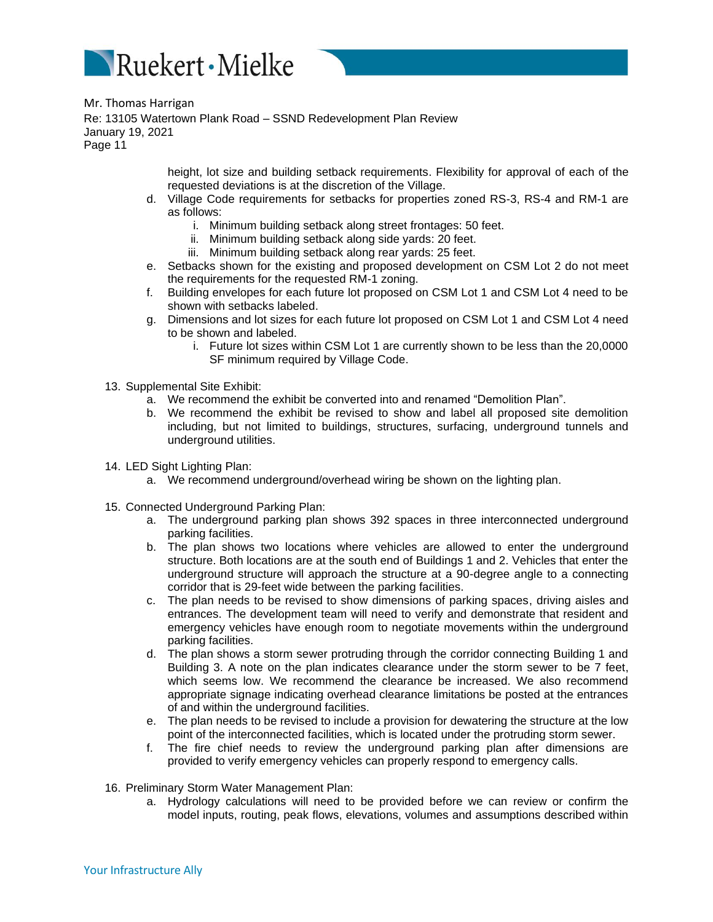height, lot size and building setback requirements. Flexibility for approval of each of the requested deviations is at the discretion of the Village.

   d. Village Code requirements for setbacks for properties zoned RS-3, RS-4 and RM-1 are as follows:
      i. Minimum building setback along street frontages: 50 feet.
      ii. Minimum building setback along side yards: 20 feet.
      iii. Minimum building setback along rear yards: 25 feet.
   e. Setbacks shown for the existing and proposed development on CSM Lot 2 do not meet the requirements for the requested RM-1 zoning.
   f. Building envelopes for each future lot proposed on CSM Lot 1 and CSM Lot 4 need to be shown with setbacks labeled.
   g. Dimensions and lot sizes for each future lot proposed on CSM Lot 1 and CSM Lot 4 need to be shown and labeled.
      i. Future lot sizes within CSM Lot 1 are currently shown to be less than the 20,0000 SF minimum required by Village Code.

13. Supplemental Site Exhibit:
   a. We recommend the exhibit be converted into and renamed "Demolition Plan".
   b. We recommend the exhibit be revised to show and label all proposed site demolition including, but not limited to buildings, structures, surfacing, underground tunnels and underground utilities.

14. LED Sight Lighting Plan:
   a. We recommend underground/overhead wiring be shown on the lighting plan.

15. Connected Underground Parking Plan:
   a. The underground parking plan shows 392 spaces in three interconnected underground parking facilities.
   b. The plan shows two locations where vehicles are allowed to enter the underground structure. Both locations are at the south end of Buildings 1 and 2. Vehicles that enter the underground structure will approach the structure at a 90-degree angle to a connecting corridor that is 29-feet wide between the parking facilities.
   c. The plan needs to be revised to show dimensions of parking spaces, driving aisles and entrances. The development team will need to verify and demonstrate that resident and emergency vehicles have enough room to negotiate movements within the underground parking facilities.
   d. The plan shows a storm sewer protruding through the corridor connecting Building 1 and Building 3. A note on the plan indicates clearance under the storm sewer to be 7 feet, which seems low. We recommend the clearance be increased. We also recommend appropriate signage indicating overhead clearance limitations be posted at the entrances of and within the underground facilities.
   e. The plan needs to be revised to include a provision for dewatering the structure at the low point of the interconnected facilities, which is located under the protruding storm sewer.
   f. The fire chief needs to review the underground parking plan after dimensions are provided to verify emergency vehicles can properly respond to emergency calls.

16. Preliminary Storm Water Management Plan:
   a. Hydrology calculations will need to be provided before we can review or confirm the model inputs, routing, peak flows, elevations, volumes and assumptions described within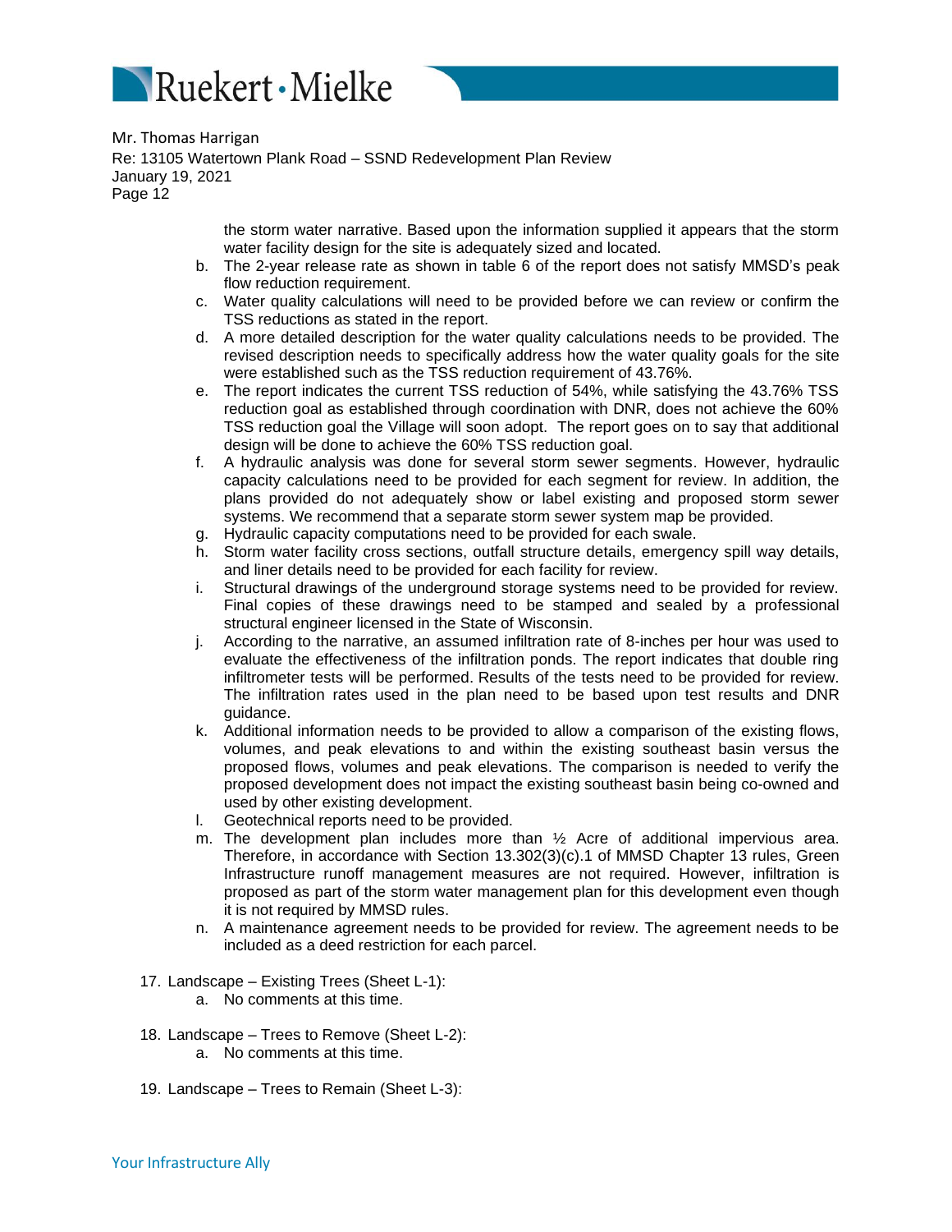the storm water narrative. Based upon the information supplied it appears that the storm water facility design for the site is adequately sized and located.

b. The 2-year release rate as shown in table 6 of the report does not satisfy MMSD's peak flow reduction requirement.
c. Water quality calculations will need to be provided before we can review or confirm the TSS reductions as stated in the report.
d. A more detailed description for the water quality calculations needs to be provided. The revised description needs to specifically address how the water quality goals for the site were established such as the TSS reduction requirement of 43.76%.
e. The report indicates the current TSS reduction of 54%, while satisfying the 43.76% TSS reduction goal as established through coordination with DNR, does not achieve the 60% TSS reduction goal the Village will soon adopt. The report goes on to say that additional design will be done to achieve the 60% TSS reduction goal.
f. A hydraulic analysis was done for several storm sewer segments. However, hydraulic capacity calculations need to be provided for each segment for review. In addition, the plans provided do not adequately show or label existing and proposed storm sewer systems. We recommend that a separate storm sewer system map be provided.
g. Hydraulic capacity computations need to be provided for each swale.
h. Storm water facility cross sections, outfall structure details, emergency spill way details, and liner details need to be provided for each facility for review.
i. Structural drawings of the underground storage systems need to be provided for review. Final copies of these drawings need to be stamped and sealed by a professional structural engineer licensed in the State of Wisconsin.
j. According to the narrative, an assumed infiltration rate of 8-inches per hour was used to evaluate the effectiveness of the infiltration ponds. The report indicates that double ring infiltrometer tests will be performed. Results of the tests need to be provided for review. The infiltration rates used in the plan need to be based upon test results and DNR guidance.
k. Additional information needs to be provided to allow a comparison of the existing flows, volumes, and peak elevations to and within the existing southeast basin versus the proposed flows, volumes and peak elevations. The comparison is needed to verify the proposed development does not impact the existing southeast basin being co-owned and used by other existing development.
l. Geotechnical reports need to be provided.
m. The development plan includes more than ½ Acre of additional impervious area. Therefore, in accordance with Section 13.302(3)(c).1 of MMSD Chapter 13 rules, Green Infrastructure runoff management measures are not required. However, infiltration is proposed as part of the storm water management plan for this development even though it is not required by MMSD rules.
n. A maintenance agreement needs to be provided for review. The agreement needs to be included as a deed restriction for each parcel.

17. Landscape – Existing Trees (Sheet L-1):
    a. No comments at this time.

18. Landscape – Trees to Remove (Sheet L-2):
    a. No comments at this time.

19. Landscape – Trees to Remain (Sheet L-3):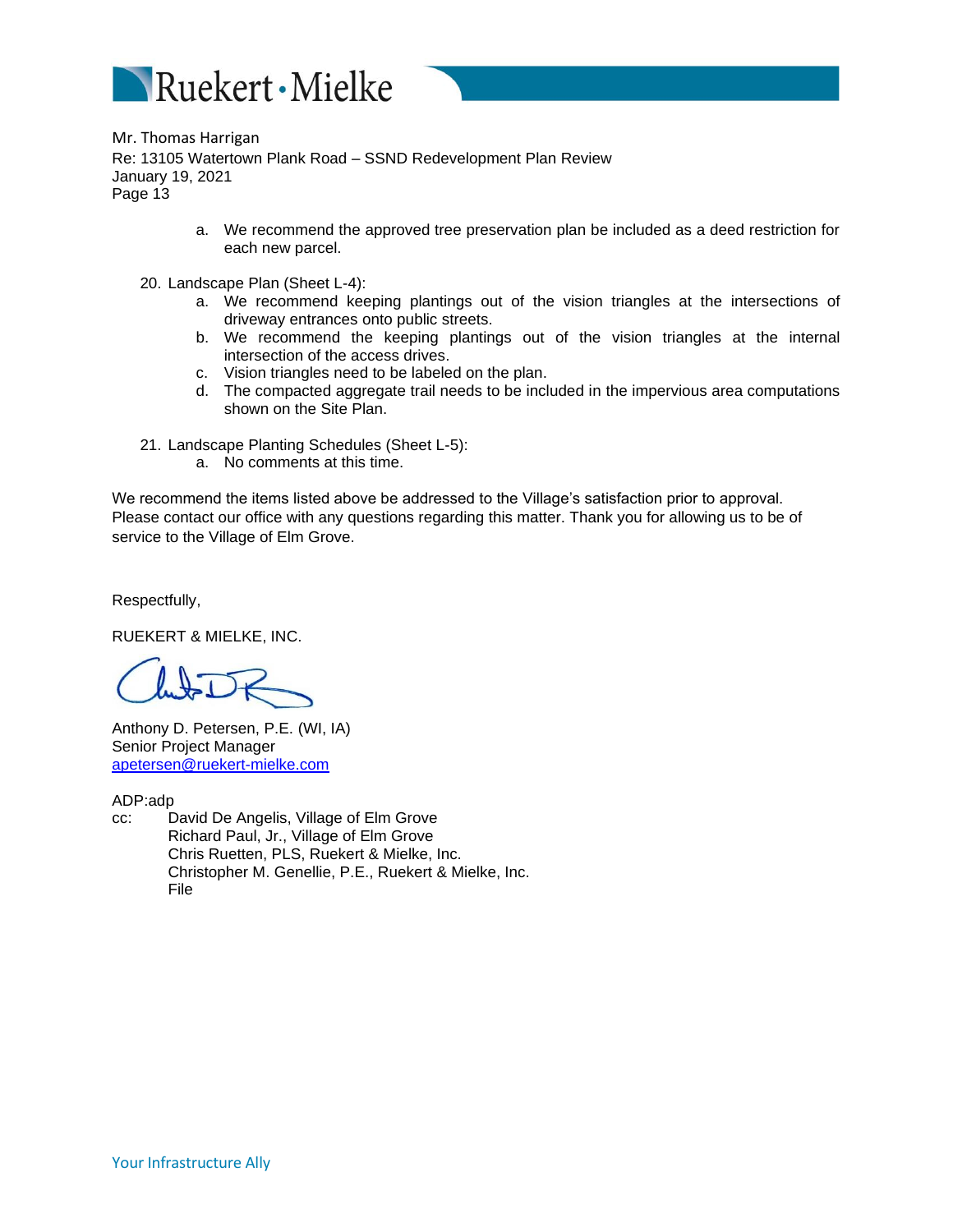Mr. Thomas Harrigan
Re: 13105 Watertown Plank Road – SSND Redevelopment Plan Review
January 19, 2021
Page 13

   a. We recommend the approved tree preservation plan be included as a deed restriction for each new parcel.

20. Landscape Plan (Sheet L-4):
    a. We recommend keeping plantings out of the vision triangles at the intersections of driveway entrances onto public streets.
    b. We recommend the keeping plantings out of the vision triangles at the internal intersection of the access drives.
    c. Vision triangles need to be labeled on the plan.
    d. The compacted aggregate trail needs to be included in the impervious area computations shown on the Site Plan.

21. Landscape Planting Schedules (Sheet L-5):
    a. No comments at this time.

We recommend the items listed above be addressed to the Village's satisfaction prior to approval. Please contact our office with any questions regarding this matter. Thank you for allowing us to be of service to the Village of Elm Grove.

Respectfully,

RUEKERT & MIELKE, INC.

Anthony D. Petersen, P.E. (WI, IA)
Senior Project Manager
apetersen@ruekert-mielke.com

ADP:adp
cc: David De Angelis, Village of Elm Grove
Richard Paul, Jr., Village of Elm Grove
Chris Ruetten, PLS, Ruekert & Mielke, Inc.
Christopher M. Genellie, P.E., Ruekert & Mielke, Inc.
File